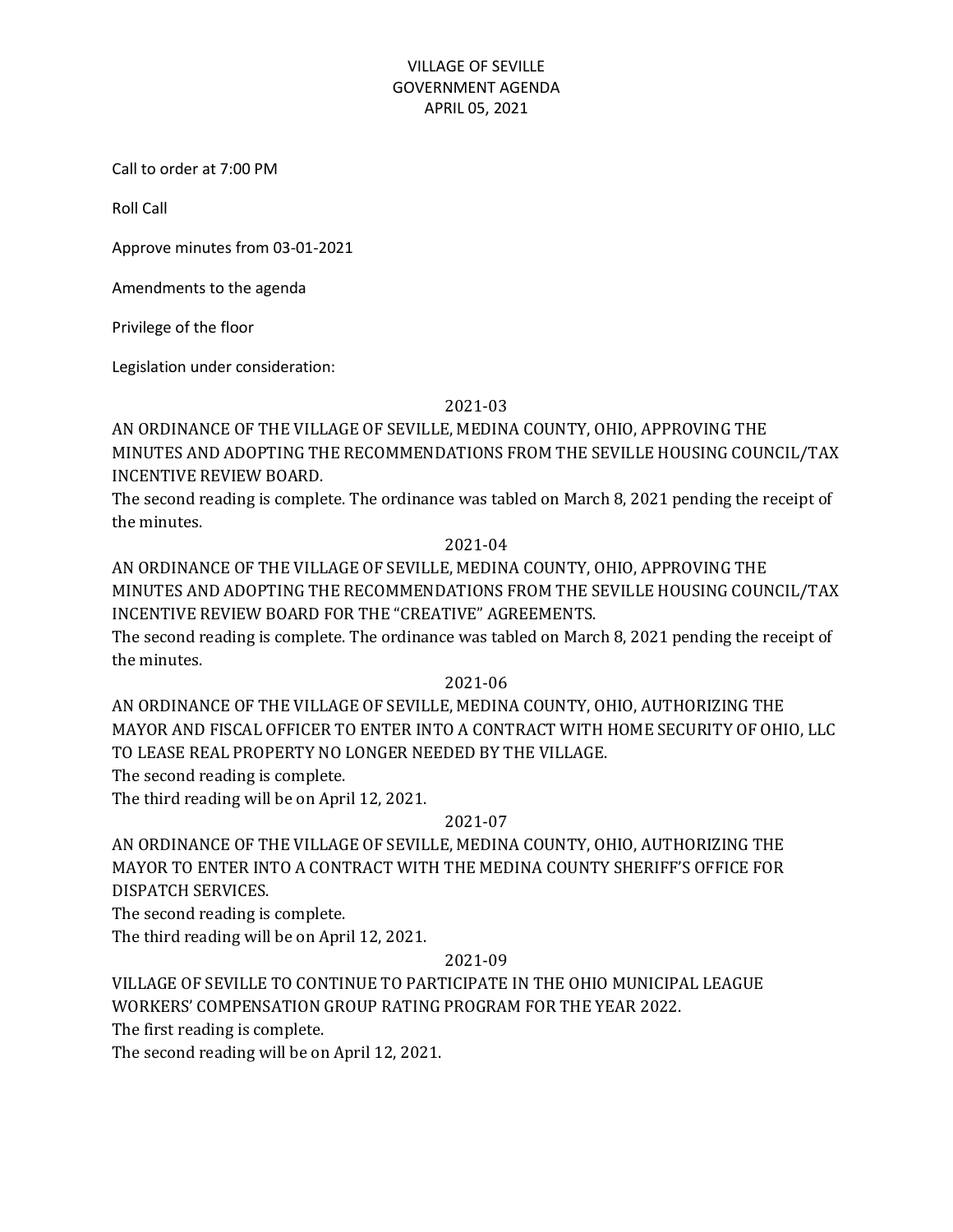# VILLAGE OF SEVILLE
## GOVERNMENT AGENDA
## APRIL 05, 2021

Call to order at 7:00 PM

Roll Call

Approve minutes from 03-01-2021

Amendments to the agenda

Privilege of the floor

Legislation under consideration:

### 2021-03

AN ORDINANCE OF THE VILLAGE OF SEVILLE, MEDINA COUNTY, OHIO, APPROVING THE MINUTES AND ADOPTING THE RECOMMENDATIONS FROM THE SEVILLE HOUSING COUNCIL/TAX INCENTIVE REVIEW BOARD.

The second reading is complete. The ordinance was tabled on March 8, 2021 pending the receipt of the minutes.

### 2021-04

AN ORDINANCE OF THE VILLAGE OF SEVILLE, MEDINA COUNTY, OHIO, APPROVING THE MINUTES AND ADOPTING THE RECOMMENDATIONS FROM THE SEVILLE HOUSING COUNCIL/TAX INCENTIVE REVIEW BOARD FOR THE "CREATIVE" AGREEMENTS.

The second reading is complete. The ordinance was tabled on March 8, 2021 pending the receipt of the minutes.

### 2021-06

AN ORDINANCE OF THE VILLAGE OF SEVILLE, MEDINA COUNTY, OHIO, AUTHORIZING THE MAYOR AND FISCAL OFFICER TO ENTER INTO A CONTRACT WITH HOME SECURITY OF OHIO, LLC TO LEASE REAL PROPERTY NO LONGER NEEDED BY THE VILLAGE.

The second reading is complete.

The third reading will be on April 12, 2021.

### 2021-07

AN ORDINANCE OF THE VILLAGE OF SEVILLE, MEDINA COUNTY, OHIO, AUTHORIZING THE MAYOR TO ENTER INTO A CONTRACT WITH THE MEDINA COUNTY SHERIFF'S OFFICE FOR DISPATCH SERVICES.

The second reading is complete.

The third reading will be on April 12, 2021.

### 2021-09

VILLAGE OF SEVILLE TO CONTINUE TO PARTICIPATE IN THE OHIO MUNICIPAL LEAGUE WORKERS' COMPENSATION GROUP RATING PROGRAM FOR THE YEAR 2022.

The first reading is complete.

The second reading will be on April 12, 2021.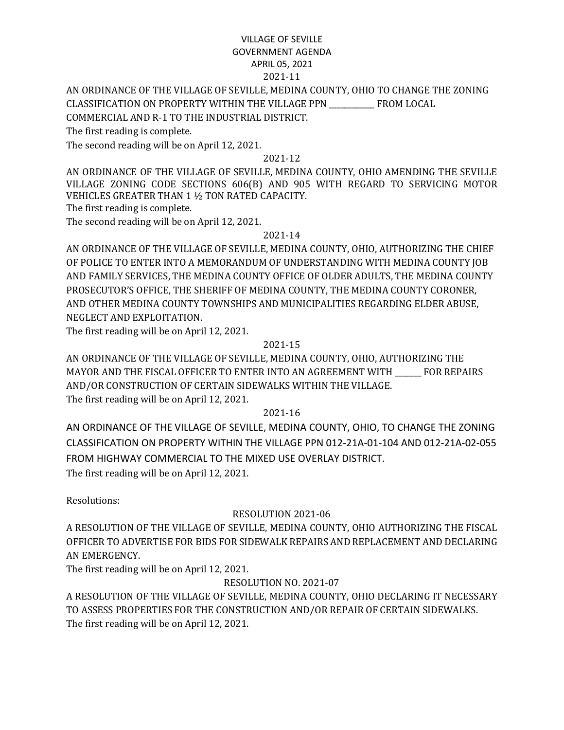# VILLAGE OF SEVILLE
# GOVERNMENT AGENDA
# APRIL 05, 2021

## 2021-11

AN ORDINANCE OF THE VILLAGE OF SEVILLE, MEDINA COUNTY, OHIO TO CHANGE THE ZONING CLASSIFICATION ON PROPERTY WITHIN THE VILLAGE PPN ___________ FROM LOCAL COMMERCIAL AND R-1 TO THE INDUSTRIAL DISTRICT.

The first reading is complete.

The second reading will be on April 12, 2021.

## 2021-12

AN ORDINANCE OF THE VILLAGE OF SEVILLE, MEDINA COUNTY, OHIO AMENDING THE SEVILLE VILLAGE ZONING CODE SECTIONS 606(B) AND 905 WITH REGARD TO SERVICING MOTOR VEHICLES GREATER THAN 1 ½ TON RATED CAPACITY.

The first reading is complete.

The second reading will be on April 12, 2021.

## 2021-14

AN ORDINANCE OF THE VILLAGE OF SEVILLE, MEDINA COUNTY, OHIO, AUTHORIZING THE CHIEF OF POLICE TO ENTER INTO A MEMORANDUM OF UNDERSTANDING WITH MEDINA COUNTY JOB AND FAMILY SERVICES, THE MEDINA COUNTY OFFICE OF OLDER ADULTS, THE MEDINA COUNTY PROSECUTOR'S OFFICE, THE SHERIFF OF MEDINA COUNTY, THE MEDINA COUNTY CORONER, AND OTHER MEDINA COUNTY TOWNSHIPS AND MUNICIPALITIES REGARDING ELDER ABUSE, NEGLECT AND EXPLOITATION.

The first reading will be on April 12, 2021.

## 2021-15

AN ORDINANCE OF THE VILLAGE OF SEVILLE, MEDINA COUNTY, OHIO, AUTHORIZING THE MAYOR AND THE FISCAL OFFICER TO ENTER INTO AN AGREEMENT WITH ______ FOR REPAIRS AND/OR CONSTRUCTION OF CERTAIN SIDEWALKS WITHIN THE VILLAGE.

The first reading will be on April 12, 2021.

## 2021-16

AN ORDINANCE OF THE VILLAGE OF SEVILLE, MEDINA COUNTY, OHIO, TO CHANGE THE ZONING CLASSIFICATION ON PROPERTY WITHIN THE VILLAGE PPN 012-21A-01-104 AND 012-21A-02-055 FROM HIGHWAY COMMERCIAL TO THE MIXED USE OVERLAY DISTRICT.

The first reading will be on April 12, 2021.

Resolutions:

## RESOLUTION 2021-06

A RESOLUTION OF THE VILLAGE OF SEVILLE, MEDINA COUNTY, OHIO AUTHORIZING THE FISCAL OFFICER TO ADVERTISE FOR BIDS FOR SIDEWALK REPAIRS AND REPLACEMENT AND DECLARING AN EMERGENCY.

The first reading will be on April 12, 2021.

## RESOLUTION NO. 2021-07

A RESOLUTION OF THE VILLAGE OF SEVILLE, MEDINA COUNTY, OHIO DECLARING IT NECESSARY TO ASSESS PROPERTIES FOR THE CONSTRUCTION AND/OR REPAIR OF CERTAIN SIDEWALKS.

The first reading will be on April 12, 2021.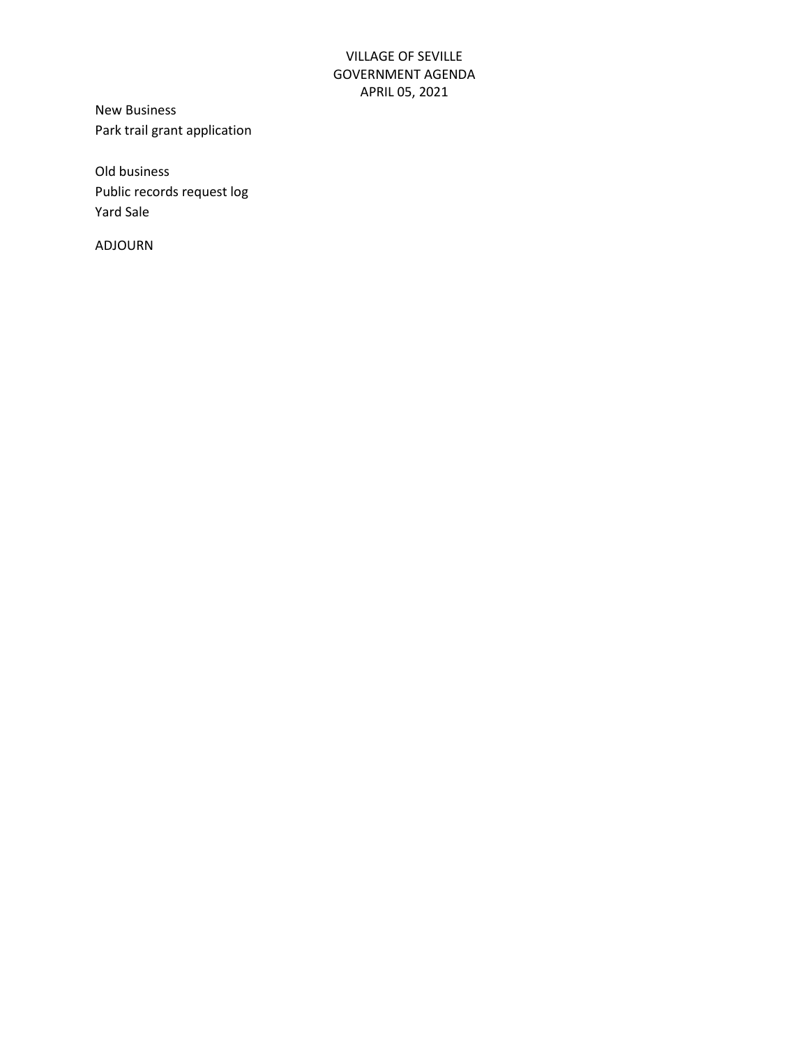# VILLAGE OF SEVILLE
## GOVERNMENT AGENDA
### APRIL 05, 2021

New Business
Park trail grant application

Old business
Public records request log
Yard Sale

ADJOURN